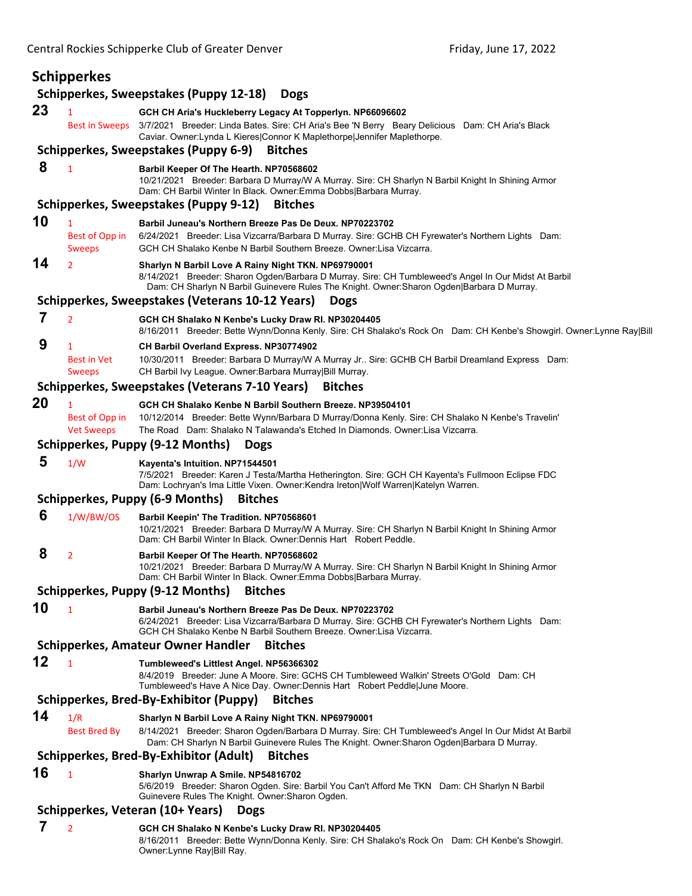Central Rockies Schipperke Club of Greater Denver — Friday, June 17, 2022

## Schipperkes

### Schipperkes, Sweepstakes (Puppy 12-18) Dogs

**23** 1 — Best in Sweeps
**GCH CH Aria's Huckleberry Legacy At Topperlyn. NP66096602**
3/7/2021 Breeder: Linda Bates. Sire: CH Aria's Bee 'N Berry Beary Delicious Dam: CH Aria's Black Caviar. Owner:Lynda L Kieres|Connor K Maplethorpe|Jennifer Maplethorpe.

### Schipperkes, Sweepstakes (Puppy 6-9) Bitches

**8** 1
**Barbil Keeper Of The Hearth. NP70568602**
10/21/2021 Breeder: Barbara D Murray/W A Murray. Sire: CH Sharlyn N Barbil Knight In Shining Armor Dam: CH Barbil Winter In Black. Owner:Emma Dobbs|Barbara Murray.

### Schipperkes, Sweepstakes (Puppy 9-12) Bitches

**10** 1 — Best of Opp in Sweeps
**Barbil Juneau's Northern Breeze Pas De Deux. NP70223702**
6/24/2021 Breeder: Lisa Vizcarra/Barbara D Murray. Sire: GCHB CH Fyrewater's Northern Lights Dam: GCH CH Shalako Kenbe N Barbil Southern Breeze. Owner:Lisa Vizcarra.

**14** 2
**Sharlyn N Barbil Love A Rainy Night TKN. NP69790001**
8/14/2021 Breeder: Sharon Ogden/Barbara D Murray. Sire: CH Tumbleweed's Angel In Our Midst At Barbil Dam: CH Sharlyn N Barbil Guinevere Rules The Knight. Owner:Sharon Ogden|Barbara D Murray.

### Schipperkes, Sweepstakes (Veterans 10-12 Years) Dogs

**7** 2
**GCH CH Shalako N Kenbe's Lucky Draw RI. NP30204405**
8/16/2011 Breeder: Bette Wynn/Donna Kenly. Sire: CH Shalako's Rock On Dam: CH Kenbe's Showgirl. Owner:Lynne Ray|Bill

**9** 1 — Best in Vet Sweeps
**CH Barbil Overland Express. NP30774902**
10/30/2011 Breeder: Barbara D Murray/W A Murray Jr.. Sire: GCHB CH Barbil Dreamland Express Dam: CH Barbil Ivy League. Owner:Barbara Murray|Bill Murray.

### Schipperkes, Sweepstakes (Veterans 7-10 Years) Bitches

**20** 1 — Best of Opp in Vet Sweeps
**GCH CH Shalako Kenbe N Barbil Southern Breeze. NP39504101**
10/12/2014 Breeder: Bette Wynn/Barbara D Murray/Donna Kenly. Sire: CH Shalako N Kenbe's Travelin' The Road Dam: Shalako N Talawanda's Etched In Diamonds. Owner:Lisa Vizcarra.

### Schipperkes, Puppy (9-12 Months) Dogs

**5** 1/W
**Kayenta's Intuition. NP71544501**
7/5/2021 Breeder: Karen J Testa/Martha Hetherington. Sire: GCH CH Kayenta's Fullmoon Eclipse FDC Dam: Lochryan's Ima Little Vixen. Owner:Kendra Ireton|Wolf Warren|Katelyn Warren.

### Schipperkes, Puppy (6-9 Months) Bitches

**6** 1/W/BW/OS
**Barbil Keepin' The Tradition. NP70568601**
10/21/2021 Breeder: Barbara D Murray/W A Murray. Sire: CH Sharlyn N Barbil Knight In Shining Armor Dam: CH Barbil Winter In Black. Owner:Dennis Hart Robert Peddle.

**8** 2
**Barbil Keeper Of The Hearth. NP70568602**
10/21/2021 Breeder: Barbara D Murray/W A Murray. Sire: CH Sharlyn N Barbil Knight In Shining Armor Dam: CH Barbil Winter In Black. Owner:Emma Dobbs|Barbara Murray.

### Schipperkes, Puppy (9-12 Months) Bitches

**10** 1
**Barbil Juneau's Northern Breeze Pas De Deux. NP70223702**
6/24/2021 Breeder: Lisa Vizcarra/Barbara D Murray. Sire: GCHB CH Fyrewater's Northern Lights Dam: GCH CH Shalako Kenbe N Barbil Southern Breeze. Owner:Lisa Vizcarra.

### Schipperkes, Amateur Owner Handler Bitches

**12** 1
**Tumbleweed's Littlest Angel. NP56366302**
8/4/2019 Breeder: June A Moore. Sire: GCHS CH Tumbleweed Walkin' Streets O'Gold Dam: CH Tumbleweed's Have A Nice Day. Owner:Dennis Hart Robert Peddle|June Moore.

### Schipperkes, Bred-By-Exhibitor (Puppy) Bitches

**14** 1/R — Best Bred By
**Sharlyn N Barbil Love A Rainy Night TKN. NP69790001**
8/14/2021 Breeder: Sharon Ogden/Barbara D Murray. Sire: CH Tumbleweed's Angel In Our Midst At Barbil Dam: CH Sharlyn N Barbil Guinevere Rules The Knight. Owner:Sharon Ogden|Barbara D Murray.

### Schipperkes, Bred-By-Exhibitor (Adult) Bitches

**16** 1
**Sharlyn Unwrap A Smile. NP54816702**
5/6/2019 Breeder: Sharon Ogden. Sire: Barbil You Can't Afford Me TKN Dam: CH Sharlyn N Barbil Guinevere Rules The Knight. Owner:Sharon Ogden.

### Schipperkes, Veteran (10+ Years) Dogs

**7** 2
**GCH CH Shalako N Kenbe's Lucky Draw RI. NP30204405**
8/16/2011 Breeder: Bette Wynn/Donna Kenly. Sire: CH Shalako's Rock On Dam: CH Kenbe's Showgirl. Owner:Lynne Ray|Bill Ray.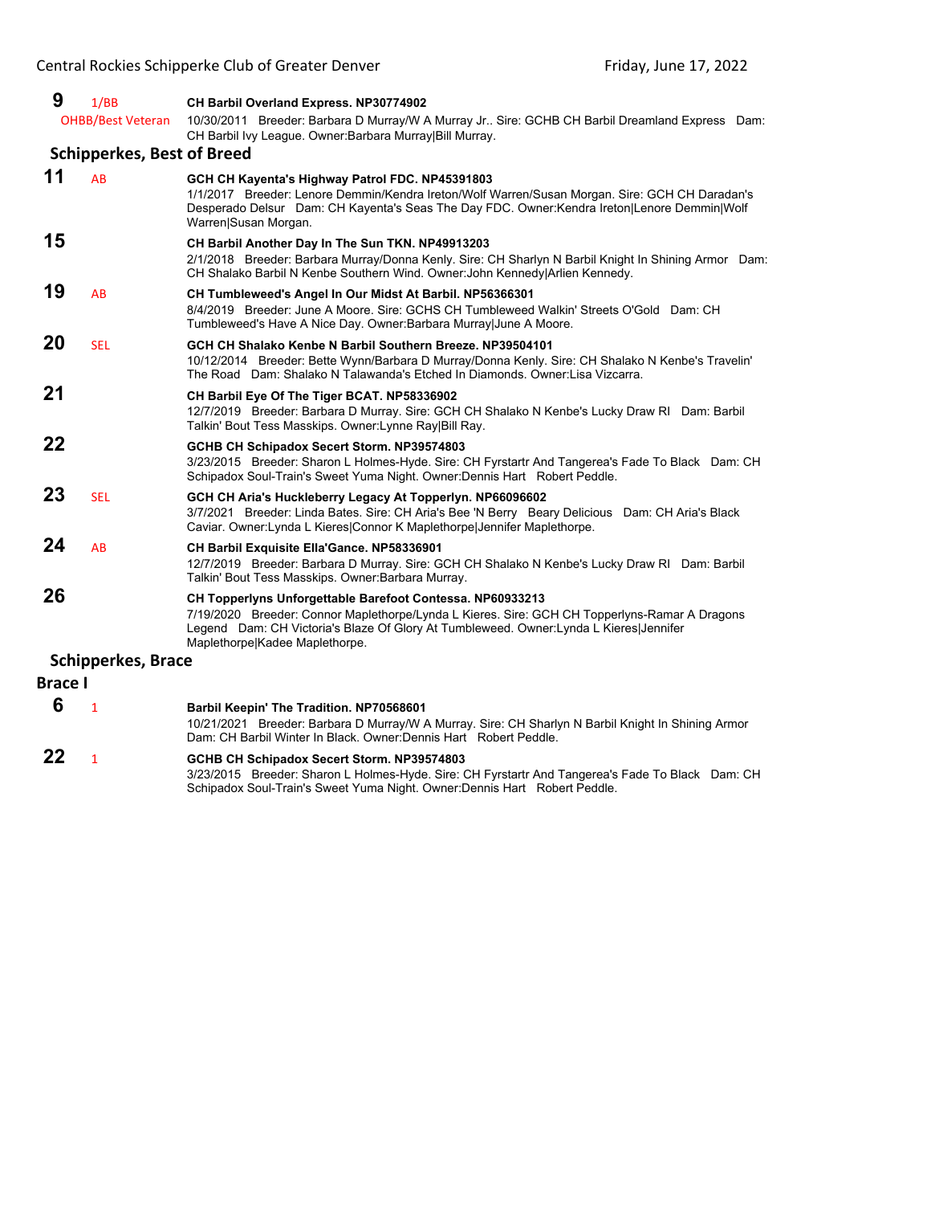**9** 1/BB OHBB/Best Veteran **CH Barbil Overland Express. NP30774902**
10/30/2011 Breeder: Barbara D Murray/W A Murray Jr.. Sire: GCHB CH Barbil Dreamland Express Dam: CH Barbil Ivy League. Owner:Barbara Murray|Bill Murray.

## Schipperkes, Best of Breed

**11** AB **GCH CH Kayenta's Highway Patrol FDC. NP45391803**
1/1/2017 Breeder: Lenore Demmin/Kendra Ireton/Wolf Warren/Susan Morgan. Sire: GCH CH Daradan's Desperado Delsur Dam: CH Kayenta's Seas The Day FDC. Owner:Kendra Ireton|Lenore Demmin|Wolf Warren|Susan Morgan.

**15** **CH Barbil Another Day In The Sun TKN. NP49913203**
2/1/2018 Breeder: Barbara Murray/Donna Kenly. Sire: CH Sharlyn N Barbil Knight In Shining Armor Dam: CH Shalako Barbil N Kenbe Southern Wind. Owner:John Kennedy|Arlien Kennedy.

**19** AB **CH Tumbleweed's Angel In Our Midst At Barbil. NP56366301**
8/4/2019 Breeder: June A Moore. Sire: GCHS CH Tumbleweed Walkin' Streets O'Gold Dam: CH Tumbleweed's Have A Nice Day. Owner:Barbara Murray|June A Moore.

**20** SEL **GCH CH Shalako Kenbe N Barbil Southern Breeze. NP39504101**
10/12/2014 Breeder: Bette Wynn/Barbara D Murray/Donna Kenly. Sire: CH Shalako N Kenbe's Travelin' The Road Dam: Shalako N Talawanda's Etched In Diamonds. Owner:Lisa Vizcarra.

**21** **CH Barbil Eye Of The Tiger BCAT. NP58336902**
12/7/2019 Breeder: Barbara D Murray. Sire: GCH CH Shalako N Kenbe's Lucky Draw RI Dam: Barbil Talkin' Bout Tess Masskips. Owner:Lynne Ray|Bill Ray.

**22** **GCHB CH Schipadox Secert Storm. NP39574803**
3/23/2015 Breeder: Sharon L Holmes-Hyde. Sire: CH Fyrstartr And Tangerea's Fade To Black Dam: CH Schipadox Soul-Train's Sweet Yuma Night. Owner:Dennis Hart Robert Peddle.

**23** SEL **GCH CH Aria's Huckleberry Legacy At Topperlyn. NP66096602**
3/7/2021 Breeder: Linda Bates. Sire: CH Aria's Bee 'N Berry Beary Delicious Dam: CH Aria's Black Caviar. Owner:Lynda L Kieres|Connor K Maplethorpe|Jennifer Maplethorpe.

**24** AB **CH Barbil Exquisite Ella'Gance. NP58336901**
12/7/2019 Breeder: Barbara D Murray. Sire: GCH CH Shalako N Kenbe's Lucky Draw RI Dam: Barbil Talkin' Bout Tess Masskips. Owner:Barbara Murray.

**26** **CH Topperlyns Unforgettable Barefoot Contessa. NP60933213**
7/19/2020 Breeder: Connor Maplethorpe/Lynda L Kieres. Sire: GCH CH Topperlyns-Ramar A Dragons Legend Dam: CH Victoria's Blaze Of Glory At Tumbleweed. Owner:Lynda L Kieres|Jennifer Maplethorpe|Kadee Maplethorpe.

## Schipperkes, Brace

### Brace I

**6** 1 **Barbil Keepin' The Tradition. NP70568601**
10/21/2021 Breeder: Barbara D Murray/W A Murray. Sire: CH Sharlyn N Barbil Knight In Shining Armor Dam: CH Barbil Winter In Black. Owner:Dennis Hart Robert Peddle.

**22** 1 **GCHB CH Schipadox Secert Storm. NP39574803**
3/23/2015 Breeder: Sharon L Holmes-Hyde. Sire: CH Fyrstartr And Tangerea's Fade To Black Dam: CH Schipadox Soul-Train's Sweet Yuma Night. Owner:Dennis Hart Robert Peddle.